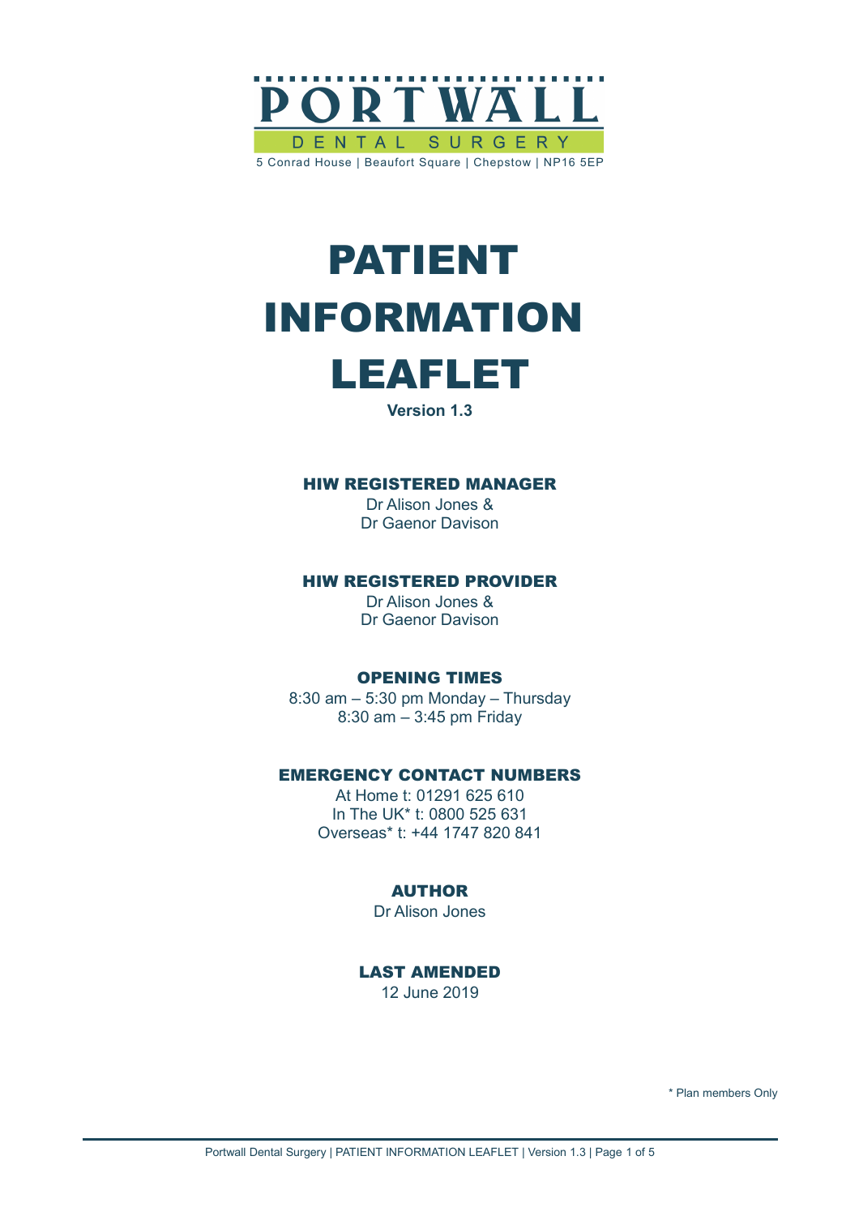PORTWALL

DENTAL SURGERY

5 Conrad House | Beaufort Square | Chepstow | NP16 5EP

# PATIENT INFORMATION LEAFLET

**Version 1.3**

### HIW REGISTERED MANAGER

Dr Alison Jones &
Dr Gaenor Davison

### HIW REGISTERED PROVIDER

Dr Alison Jones &
Dr Gaenor Davison

### OPENING TIMES

8:30 am – 5:30 pm Monday – Thursday
8:30 am – 3:45 pm Friday

### EMERGENCY CONTACT NUMBERS

At Home t: 01291 625 610
In The UK* t: 0800 525 631
Overseas* t: +44 1747 820 841

### AUTHOR

Dr Alison Jones

### LAST AMENDED

12 June 2019

* Plan members Only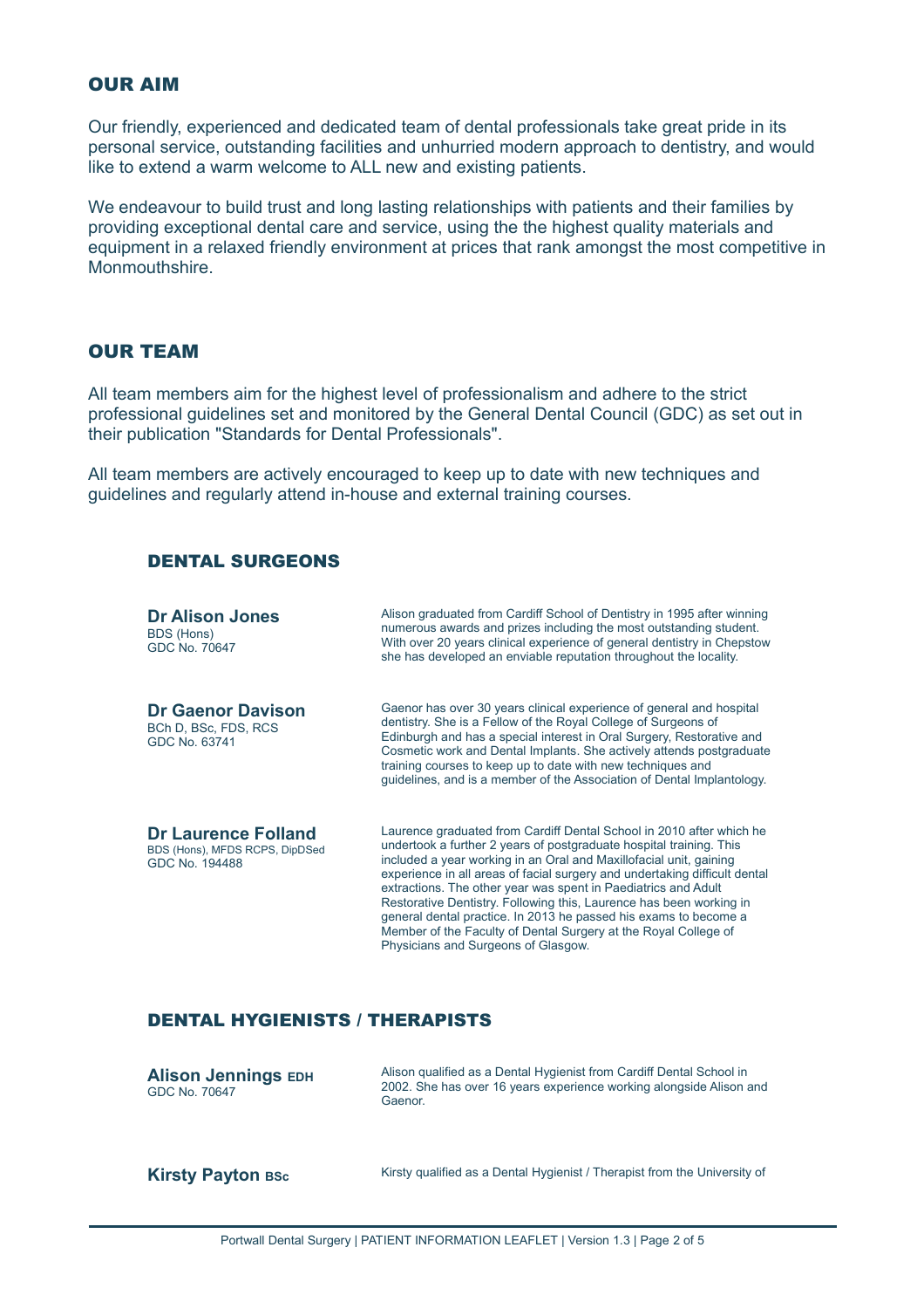## OUR AIM

Our friendly, experienced and dedicated team of dental professionals take great pride in its personal service, outstanding facilities and unhurried modern approach to dentistry, and would like to extend a warm welcome to ALL new and existing patients.

We endeavour to build trust and long lasting relationships with patients and their families by providing exceptional dental care and service, using the the highest quality materials and equipment in a relaxed friendly environment at prices that rank amongst the most competitive in Monmouthshire.

## OUR TEAM

All team members aim for the highest level of professionalism and adhere to the strict professional guidelines set and monitored by the General Dental Council (GDC) as set out in their publication "Standards for Dental Professionals".

All team members are actively encouraged to keep up to date with new techniques and guidelines and regularly attend in-house and external training courses.

### DENTAL SURGEONS

**Dr Alison Jones**
BDS (Hons)
GDC No. 70647

Alison graduated from Cardiff School of Dentistry in 1995 after winning numerous awards and prizes including the most outstanding student. With over 20 years clinical experience of general dentistry in Chepstow she has developed an enviable reputation throughout the locality.

**Dr Gaenor Davison**
BCh D, BSc, FDS, RCS
GDC No. 63741

Gaenor has over 30 years clinical experience of general and hospital dentistry. She is a Fellow of the Royal College of Surgeons of Edinburgh and has a special interest in Oral Surgery, Restorative and Cosmetic work and Dental Implants. She actively attends postgraduate training courses to keep up to date with new techniques and guidelines, and is a member of the Association of Dental Implantology.

**Dr Laurence Folland**
BDS (Hons), MFDS RCPS, DipDSed
GDC No. 194488

Laurence graduated from Cardiff Dental School in 2010 after which he undertook a further 2 years of postgraduate hospital training. This included a year working in an Oral and Maxillofacial unit, gaining experience in all areas of facial surgery and undertaking difficult dental extractions. The other year was spent in Paediatrics and Adult Restorative Dentistry. Following this, Laurence has been working in general dental practice. In 2013 he passed his exams to become a Member of the Faculty of Dental Surgery at the Royal College of Physicians and Surgeons of Glasgow.

### DENTAL HYGIENISTS / THERAPISTS

**Alison Jennings EDH**
GDC No. 70647

Alison qualified as a Dental Hygienist from Cardiff Dental School in 2002. She has over 16 years experience working alongside Alison and Gaenor.

**Kirsty Payton BSc**

Kirsty qualified as a Dental Hygienist / Therapist from the University of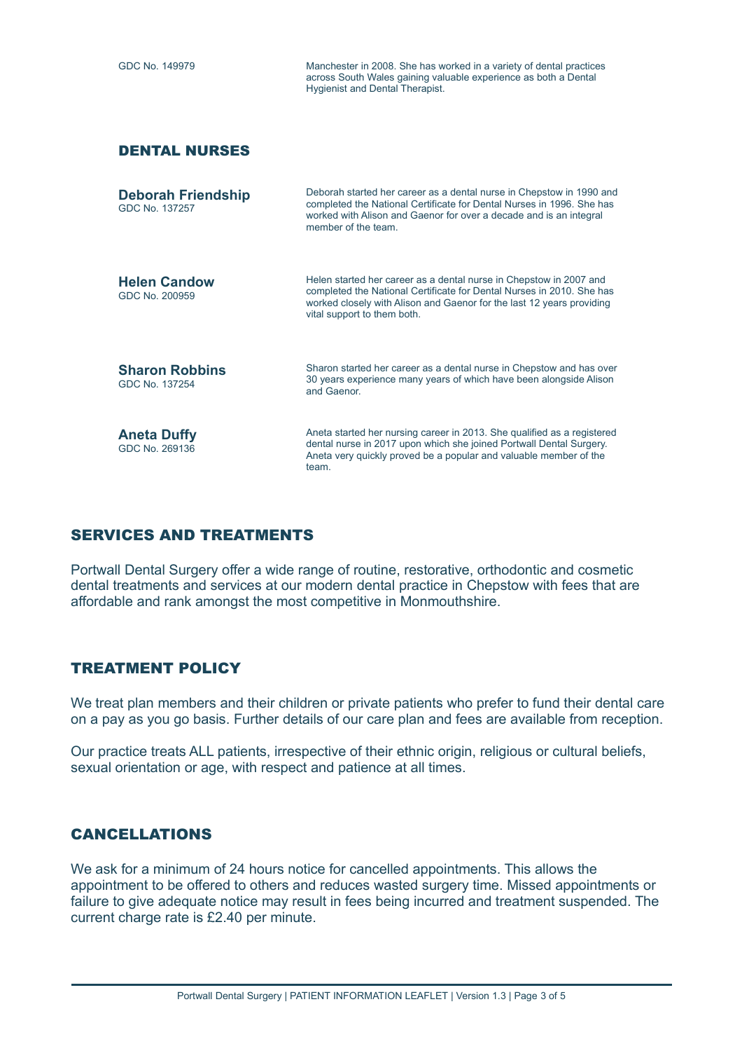GDC No. 149979

Manchester in 2008. She has worked in a variety of dental practices across South Wales gaining valuable experience as both a Dental Hygienist and Dental Therapist.

## DENTAL NURSES

**Deborah Friendship**
GDC No. 137257

Deborah started her career as a dental nurse in Chepstow in 1990 and completed the National Certificate for Dental Nurses in 1996. She has worked with Alison and Gaenor for over a decade and is an integral member of the team.

**Helen Candow**
GDC No. 200959

Helen started her career as a dental nurse in Chepstow in 2007 and completed the National Certificate for Dental Nurses in 2010. She has worked closely with Alison and Gaenor for the last 12 years providing vital support to them both.

**Sharon Robbins**
GDC No. 137254

Sharon started her career as a dental nurse in Chepstow and has over 30 years experience many years of which have been alongside Alison and Gaenor.

**Aneta Duffy**
GDC No. 269136

Aneta started her nursing career in 2013. She qualified as a registered dental nurse in 2017 upon which she joined Portwall Dental Surgery. Aneta very quickly proved be a popular and valuable member of the team.

## SERVICES AND TREATMENTS

Portwall Dental Surgery offer a wide range of routine, restorative, orthodontic and cosmetic dental treatments and services at our modern dental practice in Chepstow with fees that are affordable and rank amongst the most competitive in Monmouthshire.

## TREATMENT POLICY

We treat plan members and their children or private patients who prefer to fund their dental care on a pay as you go basis. Further details of our care plan and fees are available from reception.

Our practice treats ALL patients, irrespective of their ethnic origin, religious or cultural beliefs, sexual orientation or age, with respect and patience at all times.

## CANCELLATIONS

We ask for a minimum of 24 hours notice for cancelled appointments. This allows the appointment to be offered to others and reduces wasted surgery time. Missed appointments or failure to give adequate notice may result in fees being incurred and treatment suspended. The current charge rate is £2.40 per minute.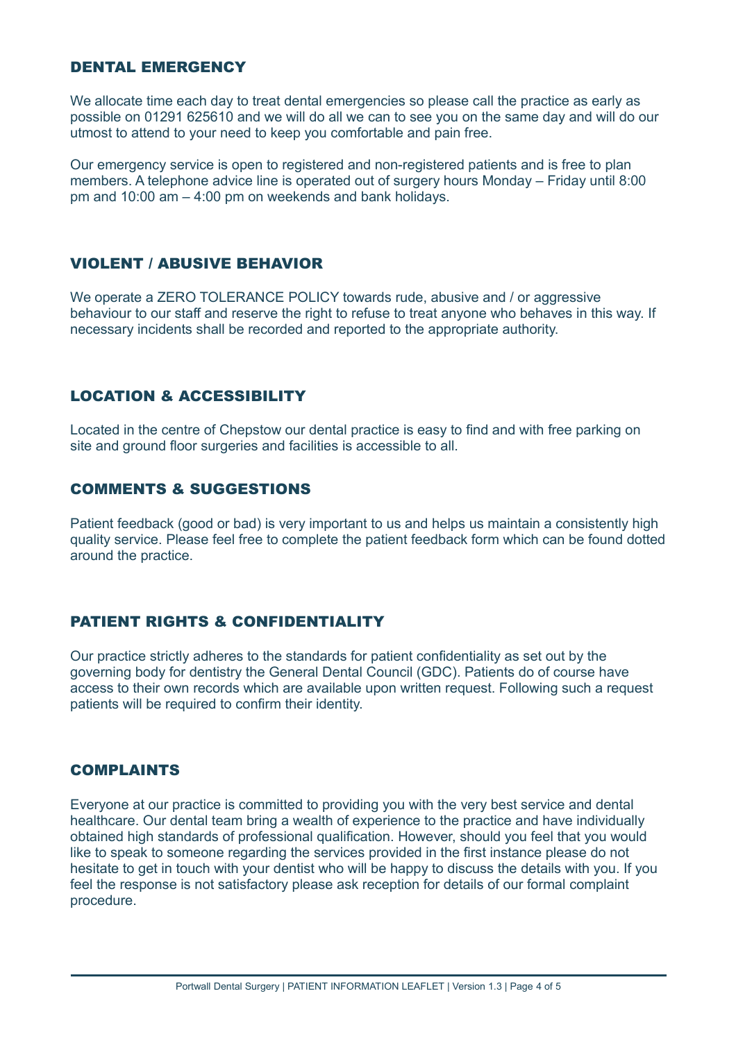## DENTAL EMERGENCY

We allocate time each day to treat dental emergencies so please call the practice as early as possible on 01291 625610 and we will do all we can to see you on the same day and will do our utmost to attend to your need to keep you comfortable and pain free.

Our emergency service is open to registered and non-registered patients and is free to plan members. A telephone advice line is operated out of surgery hours Monday – Friday until 8:00 pm and 10:00 am – 4:00 pm on weekends and bank holidays.

## VIOLENT / ABUSIVE BEHAVIOR

We operate a ZERO TOLERANCE POLICY towards rude, abusive and / or aggressive behaviour to our staff and reserve the right to refuse to treat anyone who behaves in this way. If necessary incidents shall be recorded and reported to the appropriate authority.

## LOCATION & ACCESSIBILITY

Located in the centre of Chepstow our dental practice is easy to find and with free parking on site and ground floor surgeries and facilities is accessible to all.

## COMMENTS & SUGGESTIONS

Patient feedback (good or bad) is very important to us and helps us maintain a consistently high quality service. Please feel free to complete the patient feedback form which can be found dotted around the practice.

## PATIENT RIGHTS & CONFIDENTIALITY

Our practice strictly adheres to the standards for patient confidentiality as set out by the governing body for dentistry the General Dental Council (GDC). Patients do of course have access to their own records which are available upon written request. Following such a request patients will be required to confirm their identity.

## COMPLAINTS

Everyone at our practice is committed to providing you with the very best service and dental healthcare. Our dental team bring a wealth of experience to the practice and have individually obtained high standards of professional qualification. However, should you feel that you would like to speak to someone regarding the services provided in the first instance please do not hesitate to get in touch with your dentist who will be happy to discuss the details with you. If you feel the response is not satisfactory please ask reception for details of our formal complaint procedure.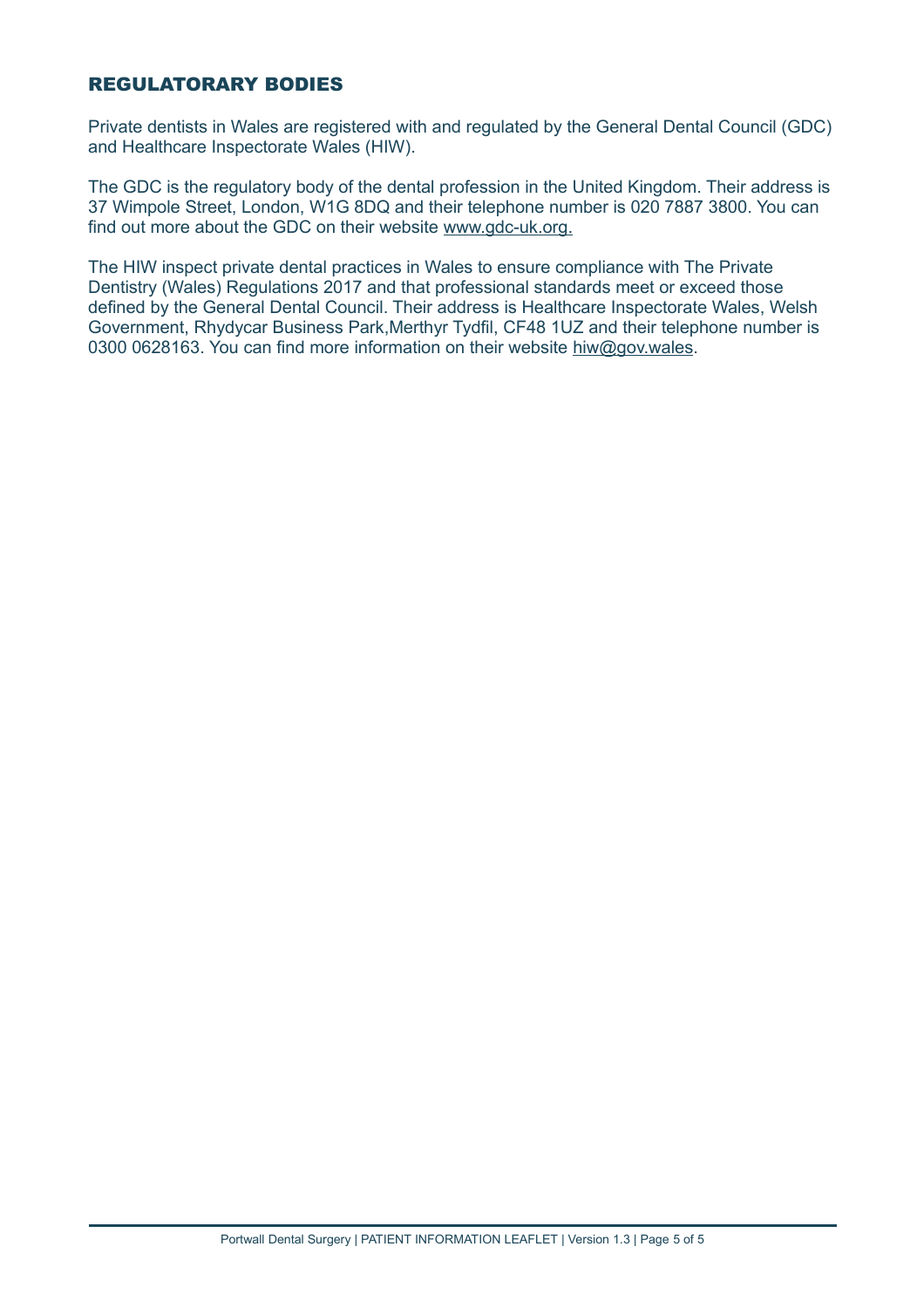## REGULATORARY BODIES

Private dentists in Wales are registered with and regulated by the General Dental Council (GDC) and Healthcare Inspectorate Wales (HIW).

The GDC is the regulatory body of the dental profession in the United Kingdom. Their address is 37 Wimpole Street, London, W1G 8DQ and their telephone number is 020 7887 3800. You can find out more about the GDC on their website www.gdc-uk.org.

The HIW inspect private dental practices in Wales to ensure compliance with The Private Dentistry (Wales) Regulations 2017 and that professional standards meet or exceed those defined by the General Dental Council. Their address is Healthcare Inspectorate Wales, Welsh Government, Rhydycar Business Park,Merthyr Tydfil, CF48 1UZ and their telephone number is 0300 0628163. You can find more information on their website hiw@gov.wales.